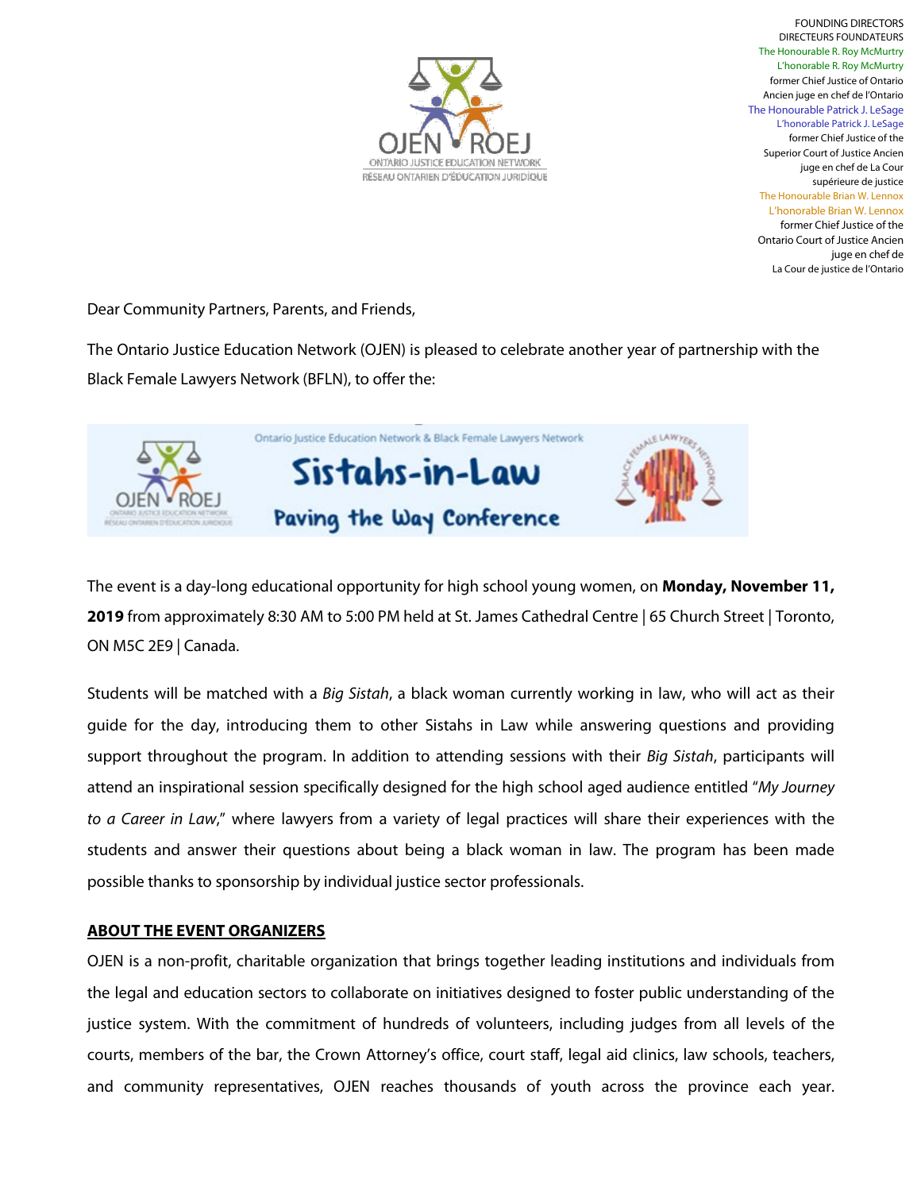FOUNDING DIRECTORS
DIRECTEURS FOUNDATEURS
The Honourable R. Roy McMurtry
L'honorable R. Roy McMurtry
former Chief Justice of Ontario
Ancien juge en chef de l'Ontario
The Honourable Patrick J. LeSage
L'honorable Patrick J. LeSage
former Chief Justice of the Superior Court of Justice Ancien juge en chef de La Cour supérieure de justice
The Honourable Brian W. Lennox
L'honorable Brian W. Lennox
former Chief Justice of the Ontario Court of Justice Ancien juge en chef de La Cour de justice de l'Ontario

Dear Community Partners, Parents, and Friends,

The Ontario Justice Education Network (OJEN) is pleased to celebrate another year of partnership with the Black Female Lawyers Network (BFLN), to offer the:

Ontario Justice Education Network & Black Female Lawyers Network

# Sistahs-in-Law

## Paving the Way Conference

The event is a day-long educational opportunity for high school young women, on **Monday, November 11, 2019** from approximately 8:30 AM to 5:00 PM held at St. James Cathedral Centre | 65 Church Street | Toronto, ON M5C 2E9 | Canada.

Students will be matched with a *Big Sistah*, a black woman currently working in law, who will act as their guide for the day, introducing them to other Sistahs in Law while answering questions and providing support throughout the program. In addition to attending sessions with their *Big Sistah*, participants will attend an inspirational session specifically designed for the high school aged audience entitled "*My Journey to a Career in Law*," where lawyers from a variety of legal practices will share their experiences with the students and answer their questions about being a black woman in law. The program has been made possible thanks to sponsorship by individual justice sector professionals.

**ABOUT THE EVENT ORGANIZERS**

OJEN is a non-profit, charitable organization that brings together leading institutions and individuals from the legal and education sectors to collaborate on initiatives designed to foster public understanding of the justice system. With the commitment of hundreds of volunteers, including judges from all levels of the courts, members of the bar, the Crown Attorney's office, court staff, legal aid clinics, law schools, teachers, and community representatives, OJEN reaches thousands of youth across the province each year.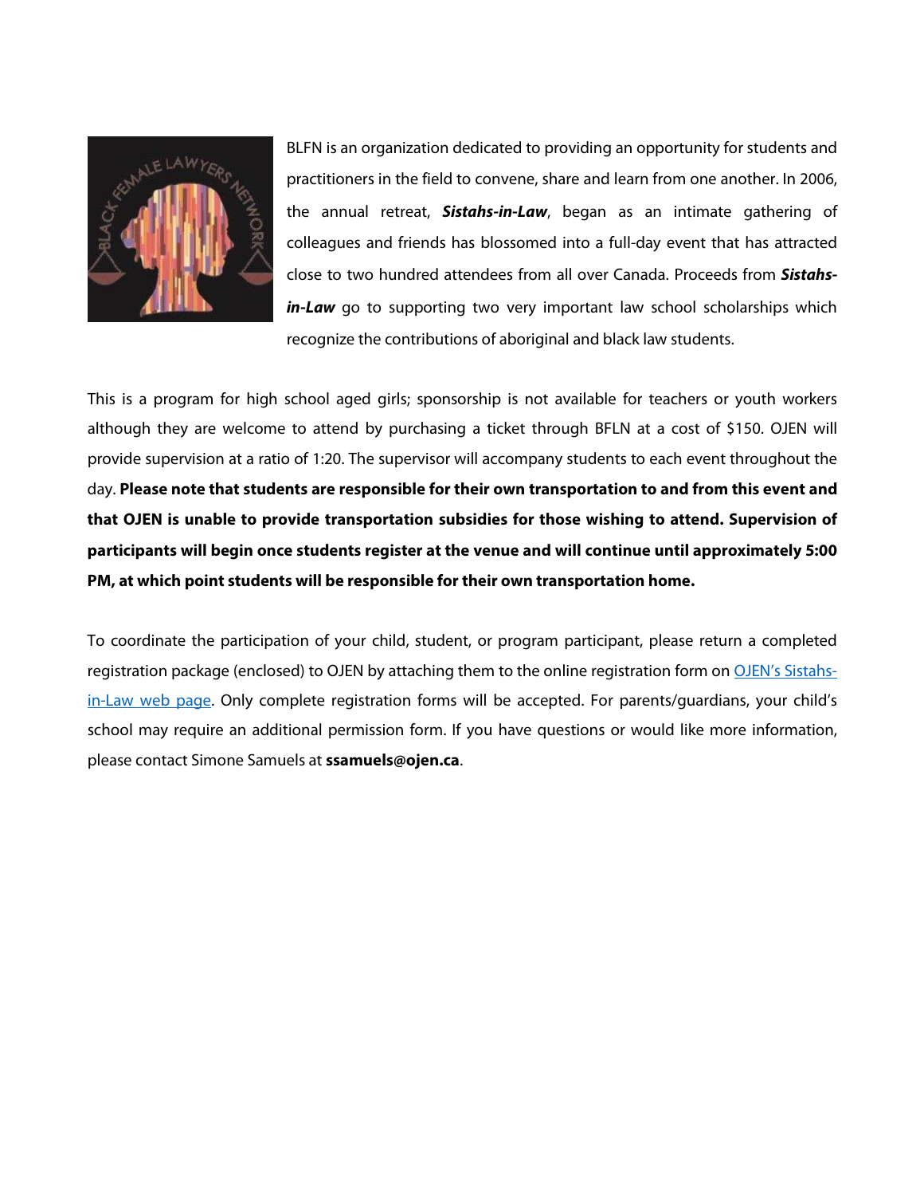BLFN is an organization dedicated to providing an opportunity for students and practitioners in the field to convene, share and learn from one another. In 2006, the annual retreat, ***Sistahs-in-Law***, began as an intimate gathering of colleagues and friends has blossomed into a full-day event that has attracted close to two hundred attendees from all over Canada. Proceeds from ***Sistahs-in-Law*** go to supporting two very important law school scholarships which recognize the contributions of aboriginal and black law students.

This is a program for high school aged girls; sponsorship is not available for teachers or youth workers although they are welcome to attend by purchasing a ticket through BFLN at a cost of $150. OJEN will provide supervision at a ratio of 1:20. The supervisor will accompany students to each event throughout the day. **Please note that students are responsible for their own transportation to and from this event and that OJEN is unable to provide transportation subsidies for those wishing to attend. Supervision of participants will begin once students register at the venue and will continue until approximately 5:00 PM, at which point students will be responsible for their own transportation home.**

To coordinate the participation of your child, student, or program participant, please return a completed registration package (enclosed) to OJEN by attaching them to the online registration form on OJEN's Sistahs-in-Law web page. Only complete registration forms will be accepted. For parents/guardians, your child's school may require an additional permission form. If you have questions or would like more information, please contact Simone Samuels at **ssamuels@ojen.ca**.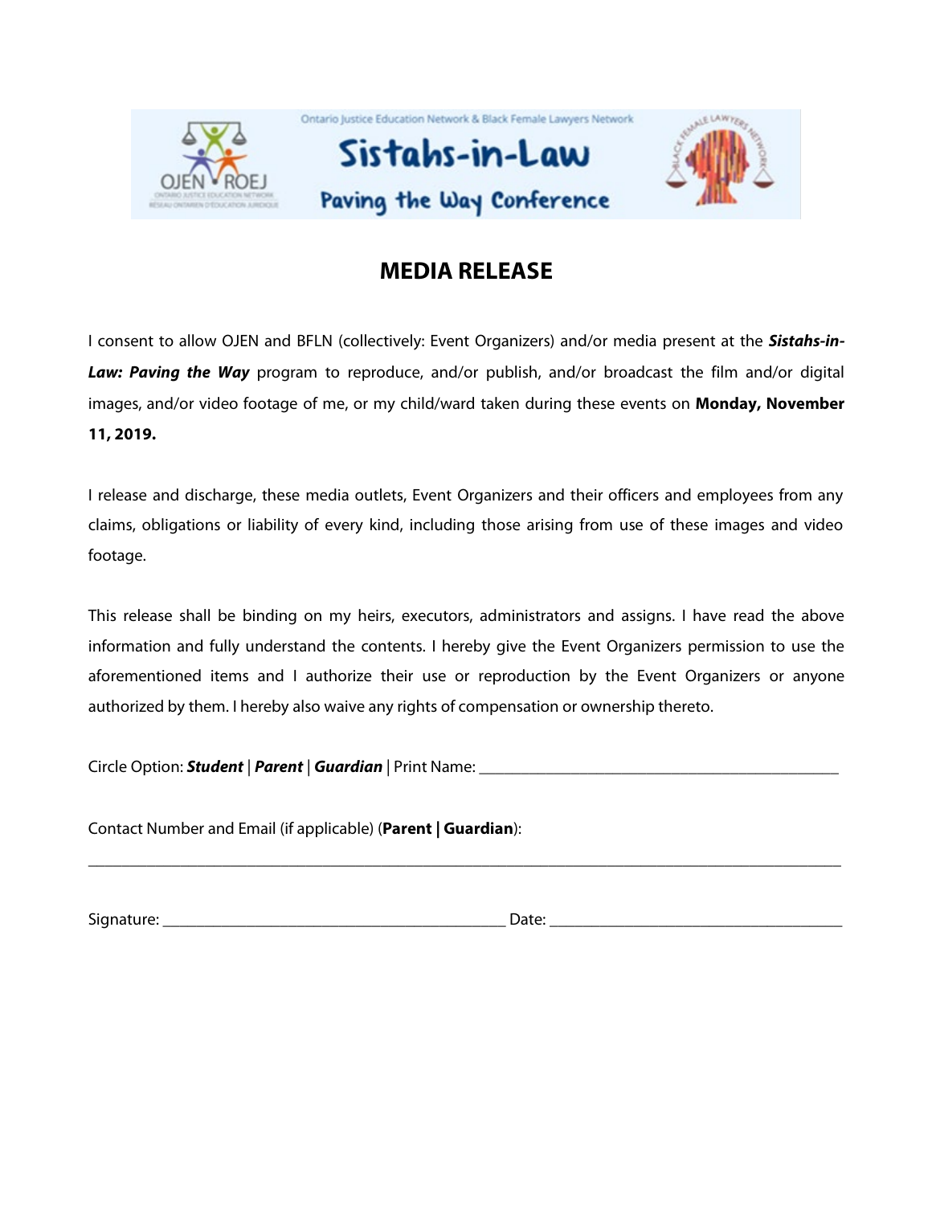Ontario Justice Education Network & Black Female Lawyers Network

Sistahs-in-Law

Paving the Way Conference

# MEDIA RELEASE

I consent to allow OJEN and BFLN (collectively: Event Organizers) and/or media present at the ***Sistahs-in-Law: Paving the Way*** program to reproduce, and/or publish, and/or broadcast the film and/or digital images, and/or video footage of me, or my child/ward taken during these events on **Monday, November 11, 2019.**

I release and discharge, these media outlets, Event Organizers and their officers and employees from any claims, obligations or liability of every kind, including those arising from use of these images and video footage.

This release shall be binding on my heirs, executors, administrators and assigns. I have read the above information and fully understand the contents. I hereby give the Event Organizers permission to use the aforementioned items and I authorize their use or reproduction by the Event Organizers or anyone authorized by them. I hereby also waive any rights of compensation or ownership thereto.

Circle Option: ***Student*** | ***Parent*** | ***Guardian*** | Print Name: ___________________________________________

Contact Number and Email (if applicable) (**Parent | Guardian**):

___________________________________________________________________________________________

Signature: __________________________________________ Date: ___________________________________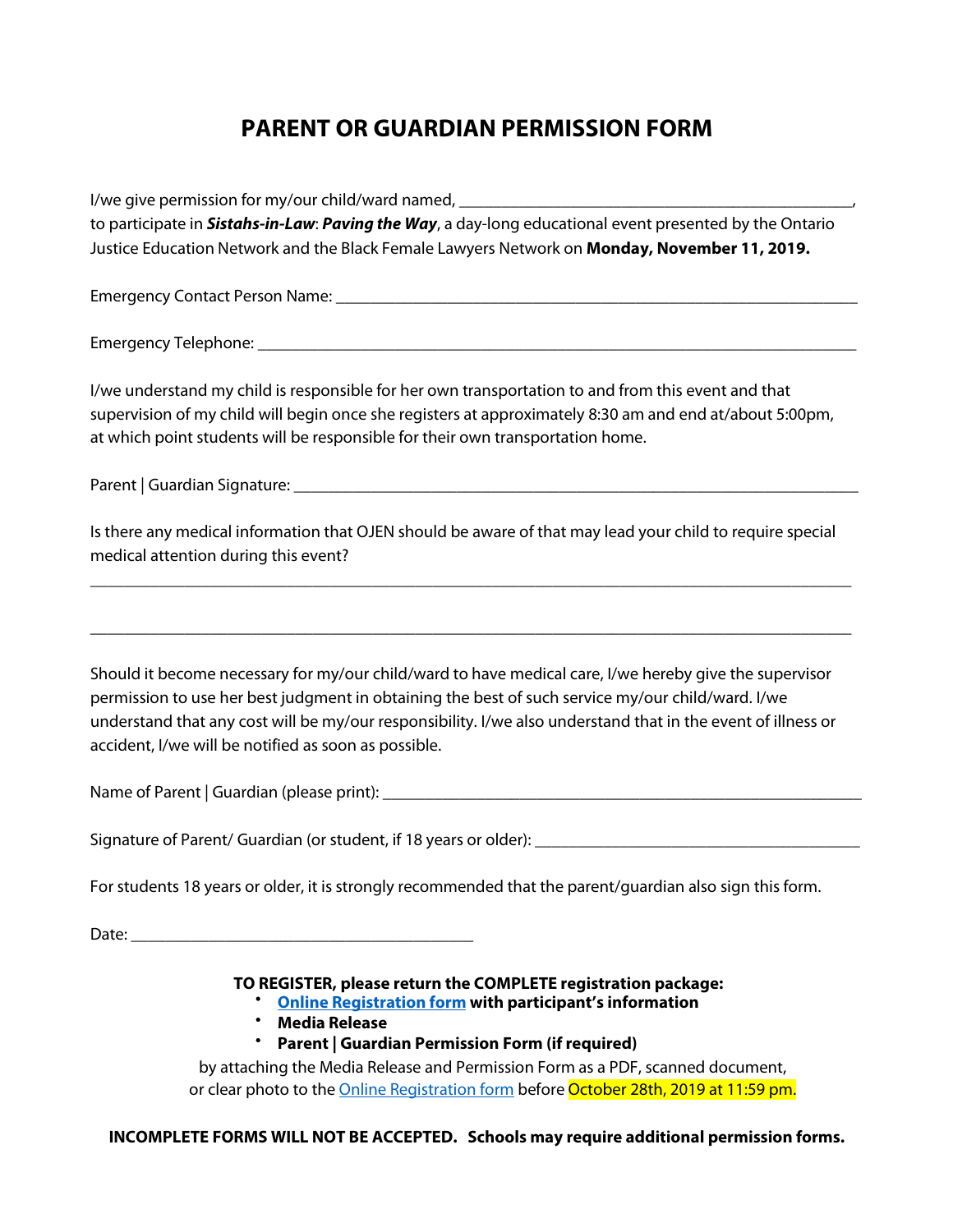# PARENT OR GUARDIAN PERMISSION FORM

I/we give permission for my/our child/ward named, ______________________________________________, to participate in ***Sistahs-in-Law***: ***Paving the Way***, a day-long educational event presented by the Ontario Justice Education Network and the Black Female Lawyers Network on **Monday, November 11, 2019.**

Emergency Contact Person Name: ___________________________________________________________

Emergency Telephone: _____________________________________________________________________

I/we understand my child is responsible for her own transportation to and from this event and that supervision of my child will begin once she registers at approximately 8:30 am and end at/about 5:00pm, at which point students will be responsible for their own transportation home.

Parent | Guardian Signature: __________________________________________________________________

Is there any medical information that OJEN should be aware of that may lead your child to require special medical attention during this event?

_____________________________________________________________________________________________

_____________________________________________________________________________________________

Should it become necessary for my/our child/ward to have medical care, I/we hereby give the supervisor permission to use her best judgment in obtaining the best of such service my/our child/ward. I/we understand that any cost will be my/our responsibility. I/we also understand that in the event of illness or accident, I/we will be notified as soon as possible.

Name of Parent | Guardian (please print): _______________________________________________________

Signature of Parent/ Guardian (or student, if 18 years or older): ______________________________________

For students 18 years or older, it is strongly recommended that the parent/guardian also sign this form.

Date: ________________________________________

**TO REGISTER, please return the COMPLETE registration package:**

- **Online Registration form with participant's information**
- **Media Release**
- **Parent | Guardian Permission Form (if required)**

by attaching the Media Release and Permission Form as a PDF, scanned document, or clear photo to the Online Registration form before October 28th, 2019 at 11:59 pm.

**INCOMPLETE FORMS WILL NOT BE ACCEPTED. Schools may require additional permission forms.**